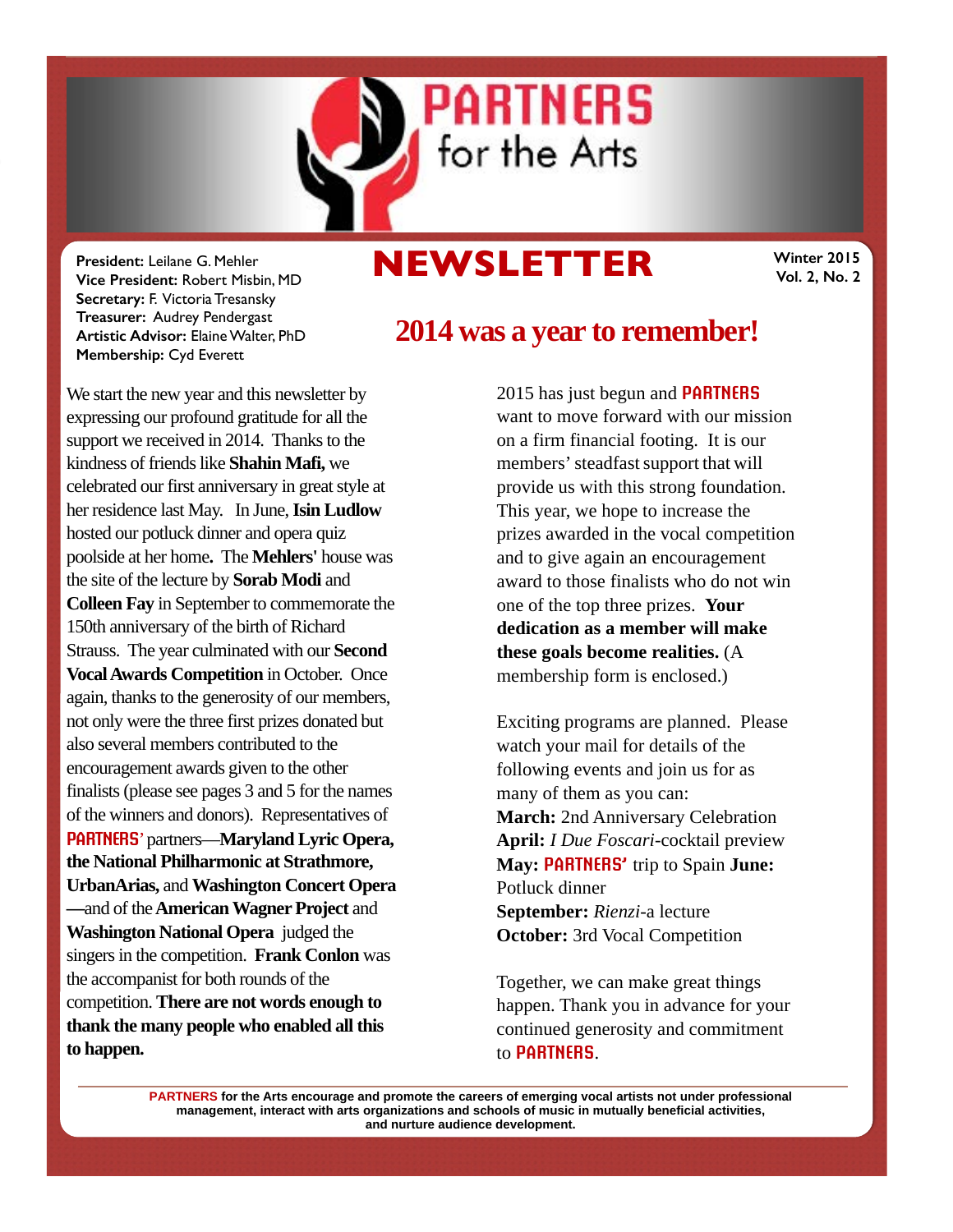# PARTNERS for the Arts

**President:** Leilane G. Mehler
**Vice President:** Robert Misbin, MD
**Secretary:** F. Victoria Tresansky
**Treasurer:** Audrey Pendergast
**Artistic Advisor:** Elaine Walter, PhD
**Membership:** Cyd Everett

# NEWSLETTER

**Winter 2015**
**Vol. 2, No. 2**

## 2014 was a year to remember!

We start the new year and this newsletter by expressing our profound gratitude for all the support we received in 2014. Thanks to the kindness of friends like **Shahin Mafi,** we celebrated our first anniversary in great style at her residence last May. In June, **Isin Ludlow** hosted our potluck dinner and opera quiz poolside at her home**.** The **Mehlers'** house was the site of the lecture by **Sorab Modi** and **Colleen Fay** in September to commemorate the 150th anniversary of the birth of Richard Strauss. The year culminated with our **Second Vocal Awards Competition** in October. Once again, thanks to the generosity of our members, not only were the three first prizes donated but also several members contributed to the encouragement awards given to the other finalists (please see pages 3 and 5 for the names of the winners and donors). Representatives of PARTNERS' partners—**Maryland Lyric Opera, the National Philharmonic at Strathmore, UrbanArias,** and **Washington Concert Opera** —and of the **American Wagner Project** and **Washington National Opera** judged the singers in the competition. **Frank Conlon** was the accompanist for both rounds of the competition. **There are not words enough to thank the many people who enabled all this to happen.**

2015 has just begun and PARTNERS want to move forward with our mission on a firm financial footing. It is our members' steadfast support that will provide us with this strong foundation. This year, we hope to increase the prizes awarded in the vocal competition and to give again an encouragement award to those finalists who do not win one of the top three prizes. **Your dedication as a member will make these goals become realities.** (A membership form is enclosed.)

Exciting programs are planned. Please watch your mail for details of the following events and join us for as many of them as you can:
**March:** 2nd Anniversary Celebration
**April:** *I Due Foscari*-cocktail preview
**May:** PARTNERS' trip to Spain **June:** Potluck dinner
**September:** *Rienzi*-a lecture
**October:** 3rd Vocal Competition

Together, we can make great things happen. Thank you in advance for your continued generosity and commitment to PARTNERS.

**PARTNERS for the Arts encourage and promote the careers of emerging vocal artists not under professional management, interact with arts organizations and schools of music in mutually beneficial activities, and nurture audience development.**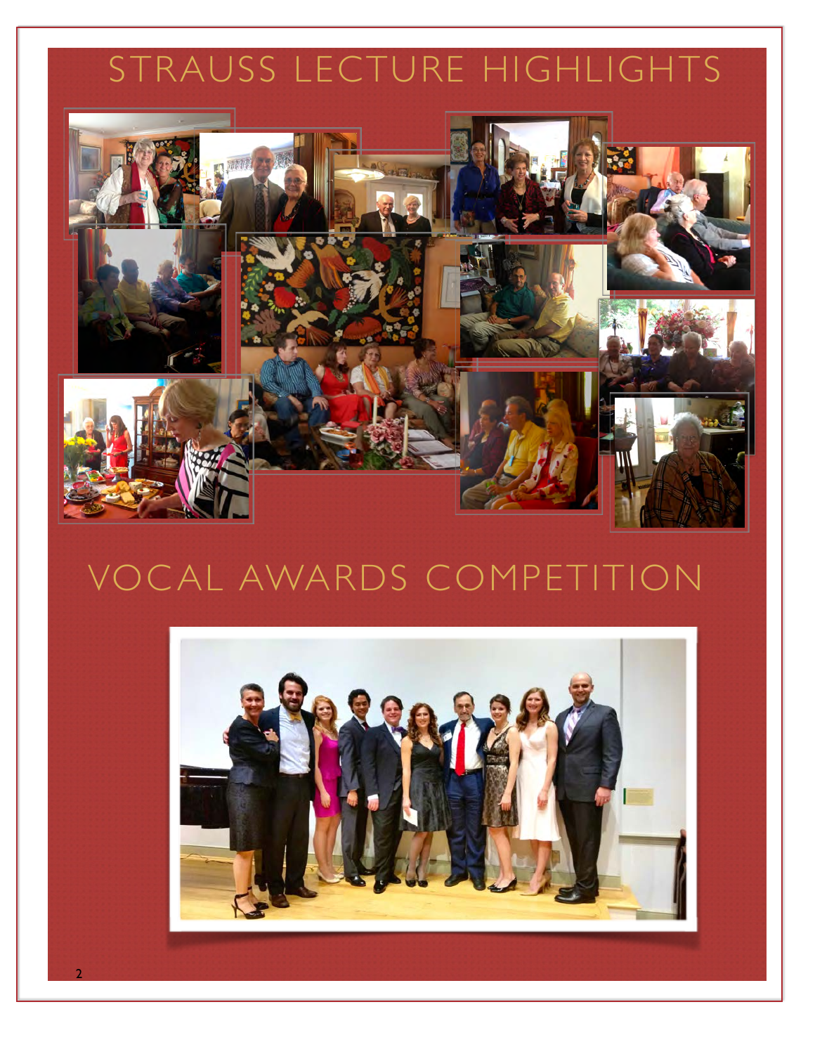# STRAUSS LECTURE HIGHLIGHTS

# VOCAL AWARDS COMPETITION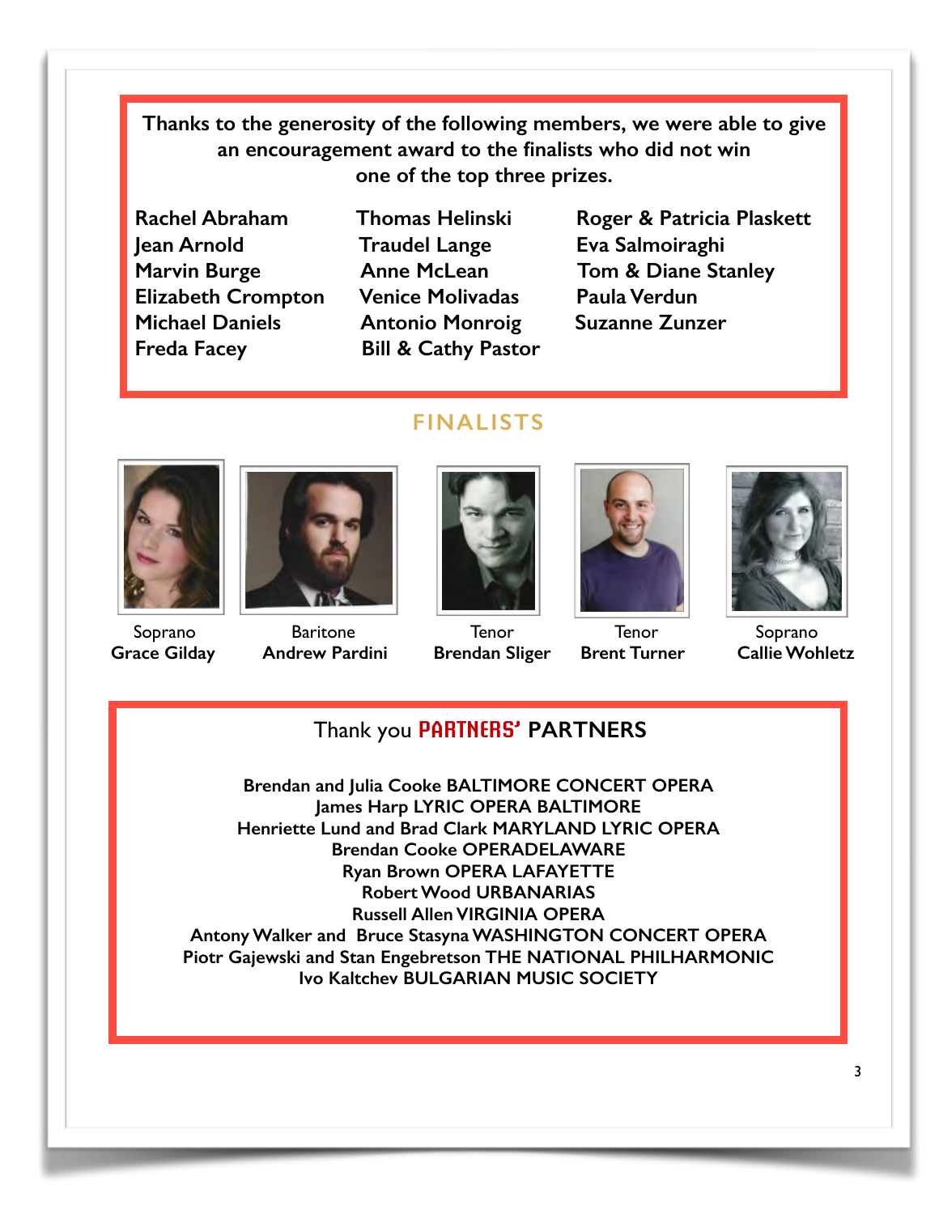**Thanks to the generosity of the following members, we were able to give an encouragement award to the finalists who did not win one of the top three prizes.**

**Rachel Abraham**
**Jean Arnold**
**Marvin Burge**
**Elizabeth Crompton**
**Michael Daniels**
**Freda Facey**
**Thomas Helinski**
**Traudel Lange**
**Anne McLean**
**Venice Molivadas**
**Antonio Monroig**
**Bill & Cathy Pastor**
**Roger & Patricia Plaskett**
**Eva Salmoiraghi**
**Tom & Diane Stanley**
**Paula Verdun**
**Suzanne Zunzer**

## FINALISTS

Soprano
**Grace Gilday**

Baritone
**Andrew Pardini**

Tenor
**Brendan Sliger**

Tenor
**Brent Turner**

Soprano
**Callie Wohletz**

## Thank you PARTNERS' PARTNERS

**Brendan and Julia Cooke BALTIMORE CONCERT OPERA**
**James Harp LYRIC OPERA BALTIMORE**
**Henriette Lund and Brad Clark MARYLAND LYRIC OPERA**
**Brendan Cooke OPERADELAWARE**
**Ryan Brown OPERA LAFAYETTE**
**Robert Wood URBANARIAS**
**Russell Allen VIRGINIA OPERA**
**Antony Walker and Bruce Stasyna WASHINGTON CONCERT OPERA**
**Piotr Gajewski and Stan Engebretson THE NATIONAL PHILHARMONIC**
**Ivo Kaltchev BULGARIAN MUSIC SOCIETY**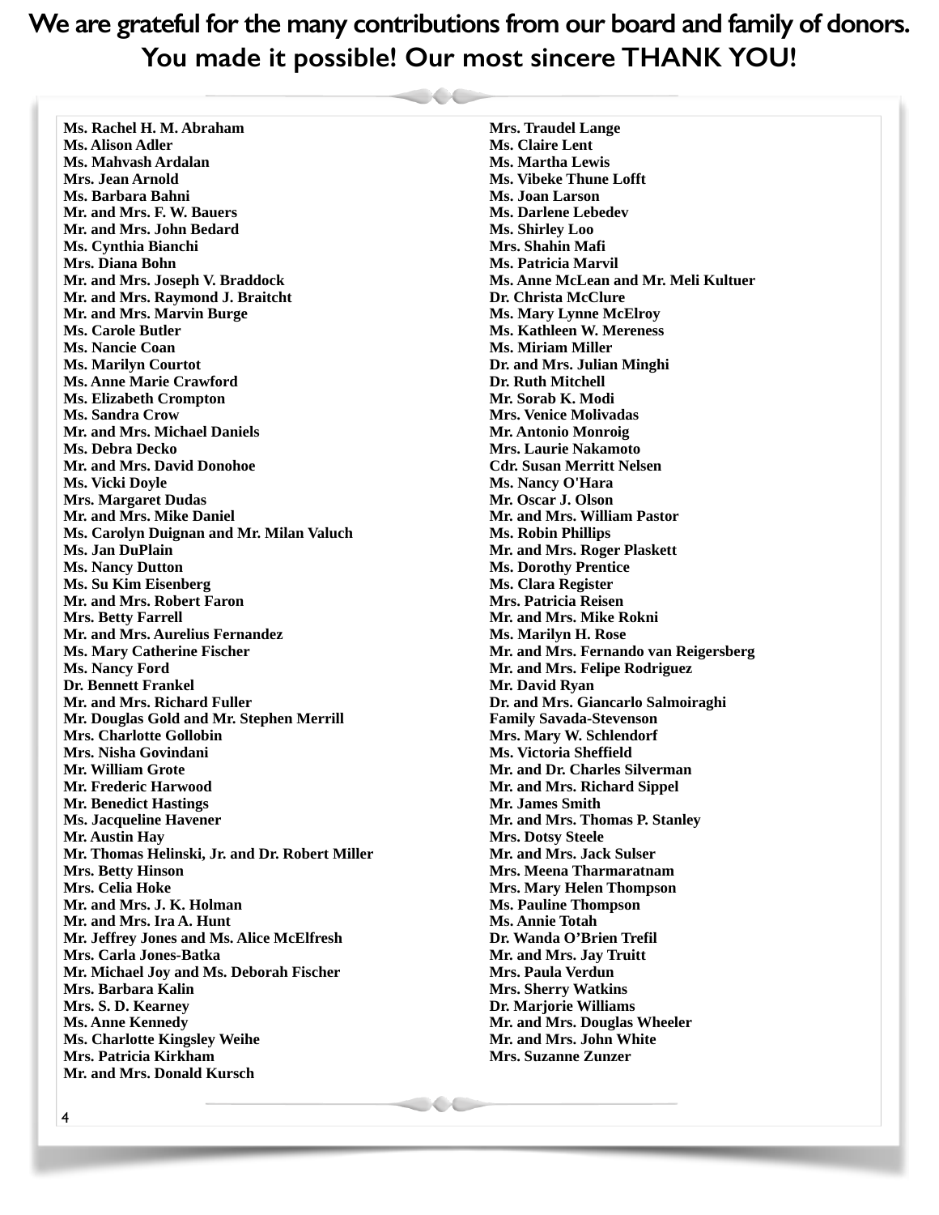# We are grateful for the many contributions from our board and family of donors. You made it possible! Our most sincere THANK YOU!

**Ms. Rachel H. M. Abraham**
**Ms. Alison Adler**
**Ms. Mahvash Ardalan**
**Mrs. Jean Arnold**
**Ms. Barbara Bahni**
**Mr. and Mrs. F. W. Bauers**
**Mr. and Mrs. John Bedard**
**Ms. Cynthia Bianchi**
**Mrs. Diana Bohn**
**Mr. and Mrs. Joseph V. Braddock**
**Mr. and Mrs. Raymond J. Braitcht**
**Mr. and Mrs. Marvin Burge**
**Ms. Carole Butler**
**Ms. Nancie Coan**
**Ms. Marilyn Courtot**
**Ms. Anne Marie Crawford**
**Ms. Elizabeth Crompton**
**Ms. Sandra Crow**
**Mr. and Mrs. Michael Daniels**
**Ms. Debra Decko**
**Mr. and Mrs. David Donohoe**
**Ms. Vicki Doyle**
**Mrs. Margaret Dudas**
**Mr. and Mrs. Mike Daniel**
**Ms. Carolyn Duignan and Mr. Milan Valuch**
**Ms. Jan DuPlain**
**Ms. Nancy Dutton**
**Ms. Su Kim Eisenberg**
**Mr. and Mrs. Robert Faron**
**Mrs. Betty Farrell**
**Mr. and Mrs. Aurelius Fernandez**
**Ms. Mary Catherine Fischer**
**Ms. Nancy Ford**
**Dr. Bennett Frankel**
**Mr. and Mrs. Richard Fuller**
**Mr. Douglas Gold and Mr. Stephen Merrill**
**Mrs. Charlotte Gollobin**
**Mrs. Nisha Govindani**
**Mr. William Grote**
**Mr. Frederic Harwood**
**Mr. Benedict Hastings**
**Ms. Jacqueline Havener**
**Mr. Austin Hay**
**Mr. Thomas Helinski, Jr. and Dr. Robert Miller**
**Mrs. Betty Hinson**
**Mrs. Celia Hoke**
**Mr. and Mrs. J. K. Holman**
**Mr. and Mrs. Ira A. Hunt**
**Mr. Jeffrey Jones and Ms. Alice McElfresh**
**Mrs. Carla Jones-Batka**
**Mr. Michael Joy and Ms. Deborah Fischer**
**Mrs. Barbara Kalin**
**Mrs. S. D. Kearney**
**Ms. Anne Kennedy**
**Ms. Charlotte Kingsley Weihe**
**Mrs. Patricia Kirkham**
**Mr. and Mrs. Donald Kursch**
**Mrs. Traudel Lange**
**Ms. Claire Lent**
**Ms. Martha Lewis**
**Ms. Vibeke Thune Lofft**
**Ms. Joan Larson**
**Ms. Darlene Lebedev**
**Ms. Shirley Loo**
**Mrs. Shahin Mafi**
**Ms. Patricia Marvil**
**Ms. Anne McLean and Mr. Meli Kultuer**
**Dr. Christa McClure**
**Ms. Mary Lynne McElroy**
**Ms. Kathleen W. Mereness**
**Ms. Miriam Miller**
**Dr. and Mrs. Julian Minghi**
**Dr. Ruth Mitchell**
**Mr. Sorab K. Modi**
**Mrs. Venice Molivadas**
**Mr. Antonio Monroig**
**Mrs. Laurie Nakamoto**
**Cdr. Susan Merritt Nelsen**
**Ms. Nancy O'Hara**
**Mr. Oscar J. Olson**
**Mr. and Mrs. William Pastor**
**Ms. Robin Phillips**
**Mr. and Mrs. Roger Plaskett**
**Ms. Dorothy Prentice**
**Ms. Clara Register**
**Mrs. Patricia Reisen**
**Mr. and Mrs. Mike Rokni**
**Ms. Marilyn H. Rose**
**Mr. and Mrs. Fernando van Reigersberg**
**Mr. and Mrs. Felipe Rodriguez**
**Mr. David Ryan**
**Dr. and Mrs. Giancarlo Salmoiraghi**
**Family Savada-Stevenson**
**Mrs. Mary W. Schlendorf**
**Ms. Victoria Sheffield**
**Mr. and Dr. Charles Silverman**
**Mr. and Mrs. Richard Sippel**
**Mr. James Smith**
**Mr. and Mrs. Thomas P. Stanley**
**Mrs. Dotsy Steele**
**Mr. and Mrs. Jack Sulser**
**Mrs. Meena Tharmaratnam**
**Mrs. Mary Helen Thompson**
**Ms. Pauline Thompson**
**Ms. Annie Totah**
**Dr. Wanda O'Brien Trefil**
**Mr. and Mrs. Jay Truitt**
**Mrs. Paula Verdun**
**Mrs. Sherry Watkins**
**Dr. Marjorie Williams**
**Mr. and Mrs. Douglas Wheeler**
**Mr. and Mrs. John White**
**Mrs. Suzanne Zunzer**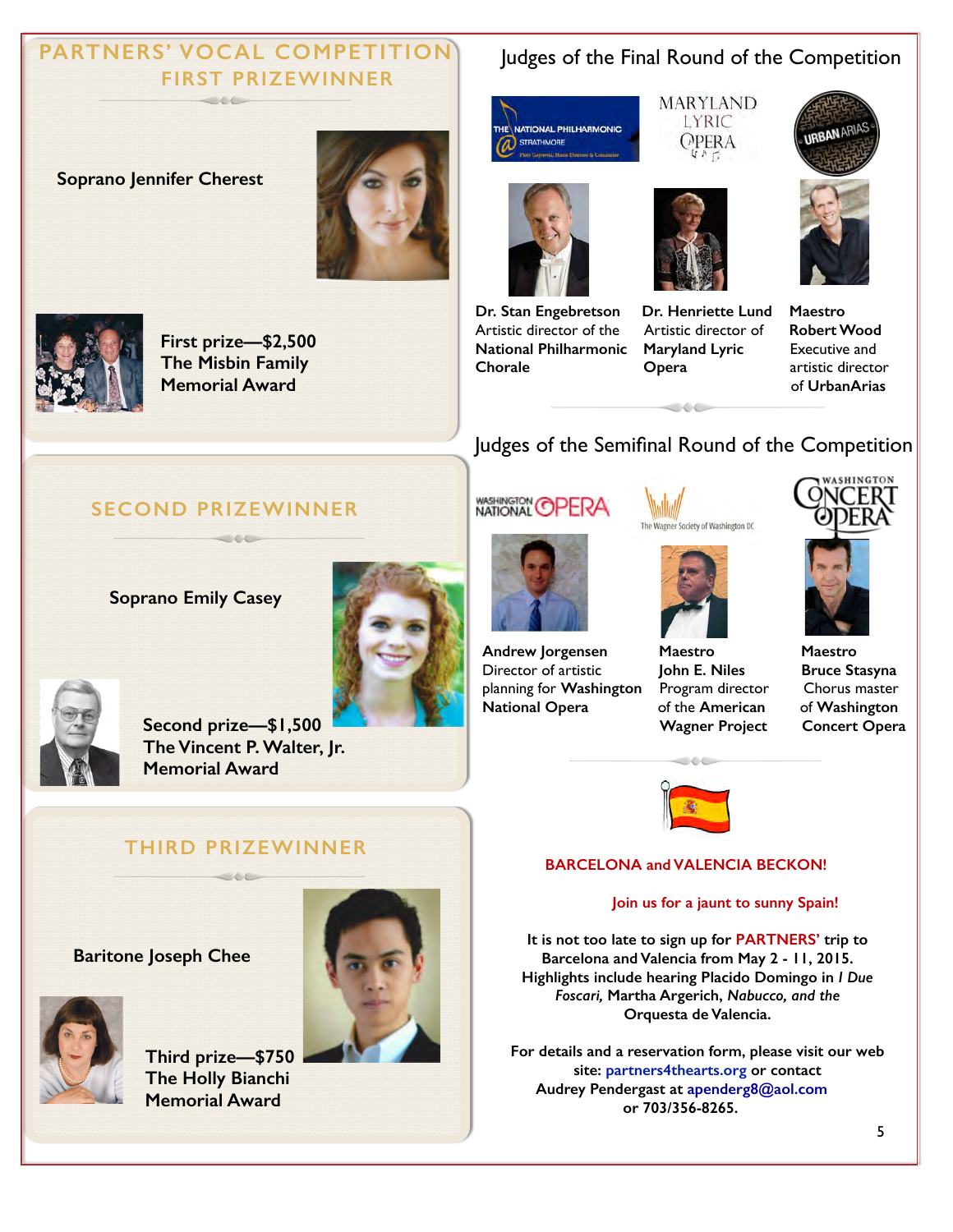## PARTNERS' VOCAL COMPETITION FIRST PRIZEWINNER

**Soprano Jennifer Cherest**

**First prize—$2,500**
**The Misbin Family Memorial Award**

## SECOND PRIZEWINNER

**Soprano Emily Casey**

**Second prize—$1,500**
**The Vincent P. Walter, Jr. Memorial Award**

## THIRD PRIZEWINNER

**Baritone Joseph Chee**

**Third prize—$750**
**The Holly Bianchi Memorial Award**

## Judges of the Final Round of the Competition

**Dr. Stan Engebretson**
Artistic director of the **National Philharmonic Chorale**

**Dr. Henriette Lund**
Artistic director of **Maryland Lyric Opera**

**Maestro Robert Wood**
Executive and artistic director of **UrbanArias**

## Judges of the Semifinal Round of the Competition

**Andrew Jorgensen**
Director of artistic planning for **Washington National Opera**

**Maestro John E. Niles**
Program director of the American Wagner Project

**Maestro Bruce Stasyna**
Chorus master of Washington Concert Opera

**BARCELONA and VALENCIA BECKON!**

**Join us for a jaunt to sunny Spain!**

**It is not too late to sign up for PARTNERS' trip to Barcelona and Valencia from May 2 - 11, 2015. Highlights include hearing Placido Domingo in *I Due Foscari,* Martha Argerich, *Nabucco, and the* Orquesta de Valencia.**

**For details and a reservation form, please visit our web site: partners4thearts.org or contact Audrey Pendergast at apenderg8@aol.com or 703/356-8265.**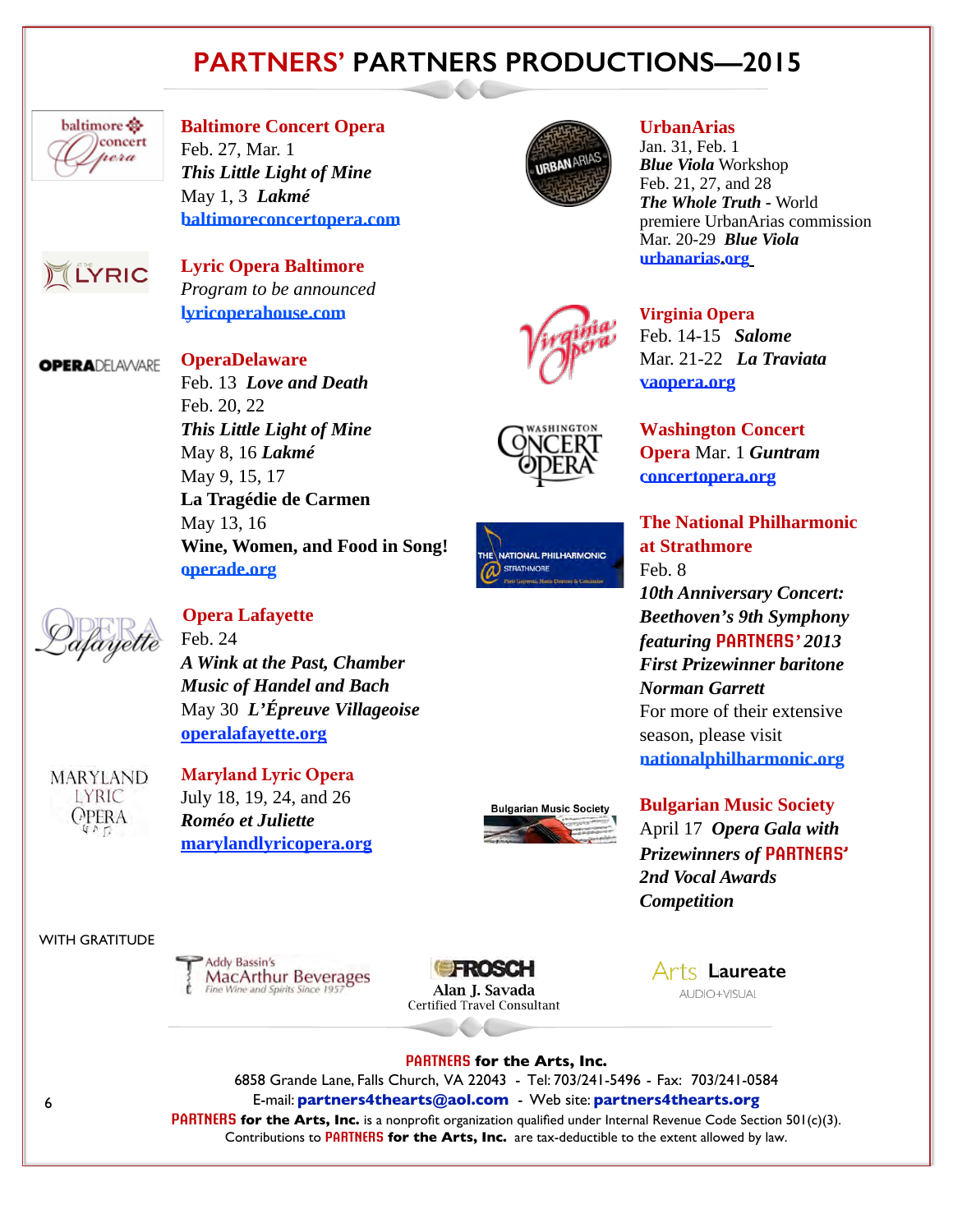# PARTNERS' PARTNERS PRODUCTIONS—2015

## Baltimore Concert Opera

Feb. 27, Mar. 1
***This Little Light of Mine***
May 1, 3 ***Lakmé***
baltimoreconcertopera.com

## Lyric Opera Baltimore

*Program to be announced*
lyricoperahouse.com

## OperaDelaware

Feb. 13 ***Love and Death***
Feb. 20, 22
***This Little Light of Mine***
May 8, 16 ***Lakmé***
May 9, 15, 17
**La Tragédie de Carmen**
May 13, 16
**Wine, Women, and Food in Song!**
operade.org

## Opera Lafayette

Feb. 24
***A Wink at the Past, Chamber Music of Handel and Bach***
May 30 ***L'Épreuve Villageoise***
operalafayette.org

## Maryland Lyric Opera

July 18, 19, 24, and 26
***Roméo et Juliette***
marylandlyricopera.org

## UrbanArias

Jan. 31, Feb. 1
***Blue Viola*** Workshop
Feb. 21, 27, and 28
***The Whole Truth*** - World premiere UrbanArias commission
Mar. 20-29 ***Blue Viola***
urbanarias.org

## Virginia Opera

Feb. 14-15 ***Salome***
Mar. 21-22 ***La Traviata***
vaopera.org

## Washington Concert Opera

Mar. 1 ***Guntram***
concertopera.org

## The National Philharmonic at Strathmore

Feb. 8
***10th Anniversary Concert: Beethoven's 9th Symphony featuring PARTNERS' 2013 First Prizewinner baritone Norman Garrett***
For more of their extensive season, please visit
nationalphilharmonic.org

## Bulgarian Music Society

April 17 ***Opera Gala with Prizewinners of PARTNERS' 2nd Vocal Awards Competition***

WITH GRATITUDE

Addy Bassin's MacArthur Beverages — Fine Wine and Spirits Since 1957

FROSCH — Alan J. Savada, Certified Travel Consultant

Arts Laureate — AUDIO+VISUAL

**PARTNERS for the Arts, Inc.**
6858 Grande Lane, Falls Church, VA 22043 - Tel: 703/241-5496 - Fax: 703/241-0584
E-mail: **partners4thearts@aol.com** - Web site: **partners4thearts.org**
**PARTNERS for the Arts, Inc.** is a nonprofit organization qualified under Internal Revenue Code Section 501(c)(3).
Contributions to **PARTNERS for the Arts, Inc.** are tax-deductible to the extent allowed by law.